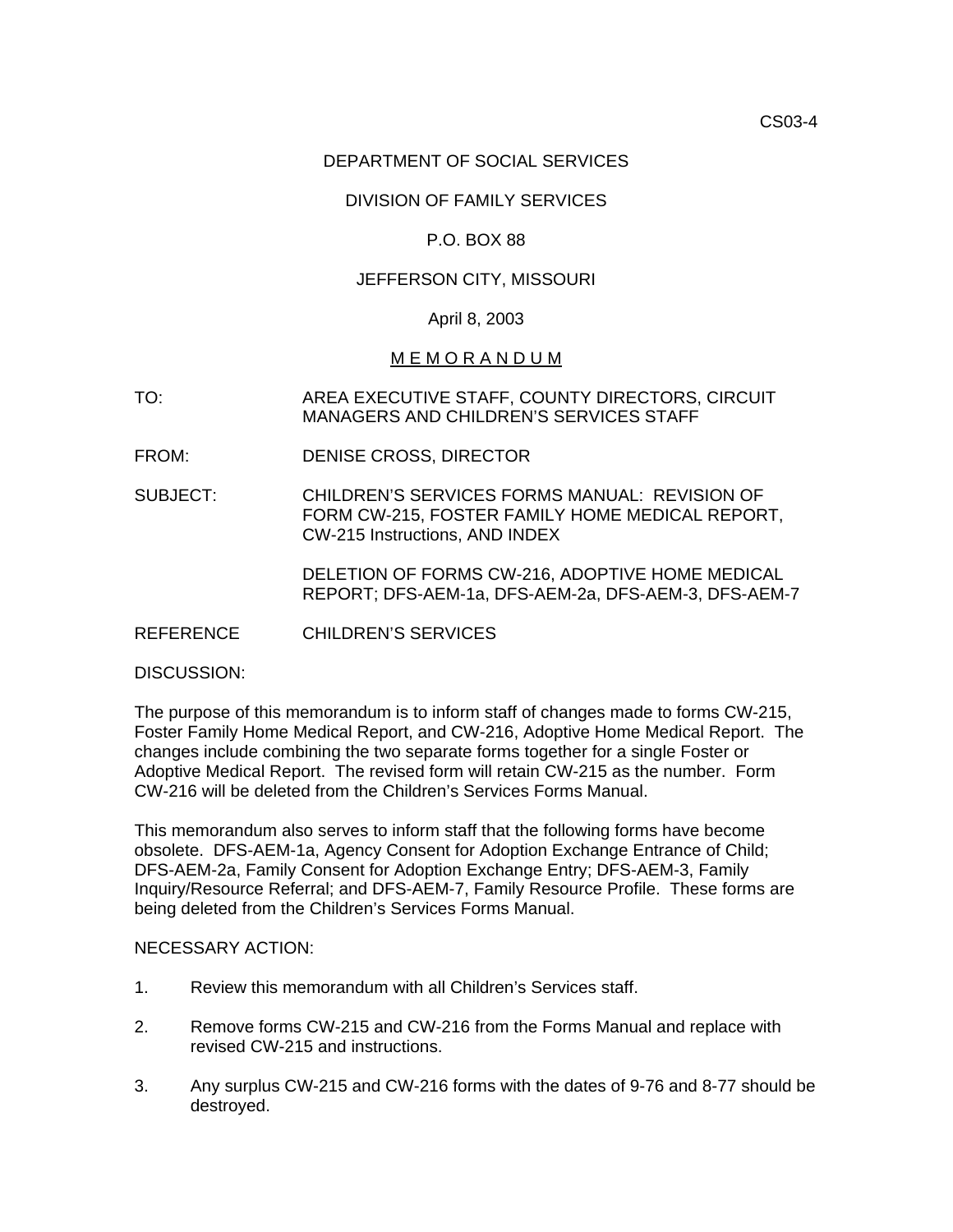CS03-4

DEPARTMENT OF SOCIAL SERVICES

DIVISION OF FAMILY SERVICES

P.O. BOX 88

JEFFERSON CITY, MISSOURI

April 8, 2003

M E M O R A N D U M

TO: AREA EXECUTIVE STAFF, COUNTY DIRECTORS, CIRCUIT MANAGERS AND CHILDREN'S SERVICES STAFF

FROM: DENISE CROSS, DIRECTOR

SUBJECT: CHILDREN'S SERVICES FORMS MANUAL: REVISION OF FORM CW-215, FOSTER FAMILY HOME MEDICAL REPORT, CW-215 Instructions, AND INDEX

DELETION OF FORMS CW-216, ADOPTIVE HOME MEDICAL REPORT; DFS-AEM-1a, DFS-AEM-2a, DFS-AEM-3, DFS-AEM-7

REFERENCE CHILDREN'S SERVICES

DISCUSSION:

The purpose of this memorandum is to inform staff of changes made to forms CW-215, Foster Family Home Medical Report, and CW-216, Adoptive Home Medical Report. The changes include combining the two separate forms together for a single Foster or Adoptive Medical Report. The revised form will retain CW-215 as the number. Form CW-216 will be deleted from the Children's Services Forms Manual.

This memorandum also serves to inform staff that the following forms have become obsolete. DFS-AEM-1a, Agency Consent for Adoption Exchange Entrance of Child; DFS-AEM-2a, Family Consent for Adoption Exchange Entry; DFS-AEM-3, Family Inquiry/Resource Referral; and DFS-AEM-7, Family Resource Profile. These forms are being deleted from the Children's Services Forms Manual.

NECESSARY ACTION:

1. Review this memorandum with all Children's Services staff.

2. Remove forms CW-215 and CW-216 from the Forms Manual and replace with revised CW-215 and instructions.

3. Any surplus CW-215 and CW-216 forms with the dates of 9-76 and 8-77 should be destroyed.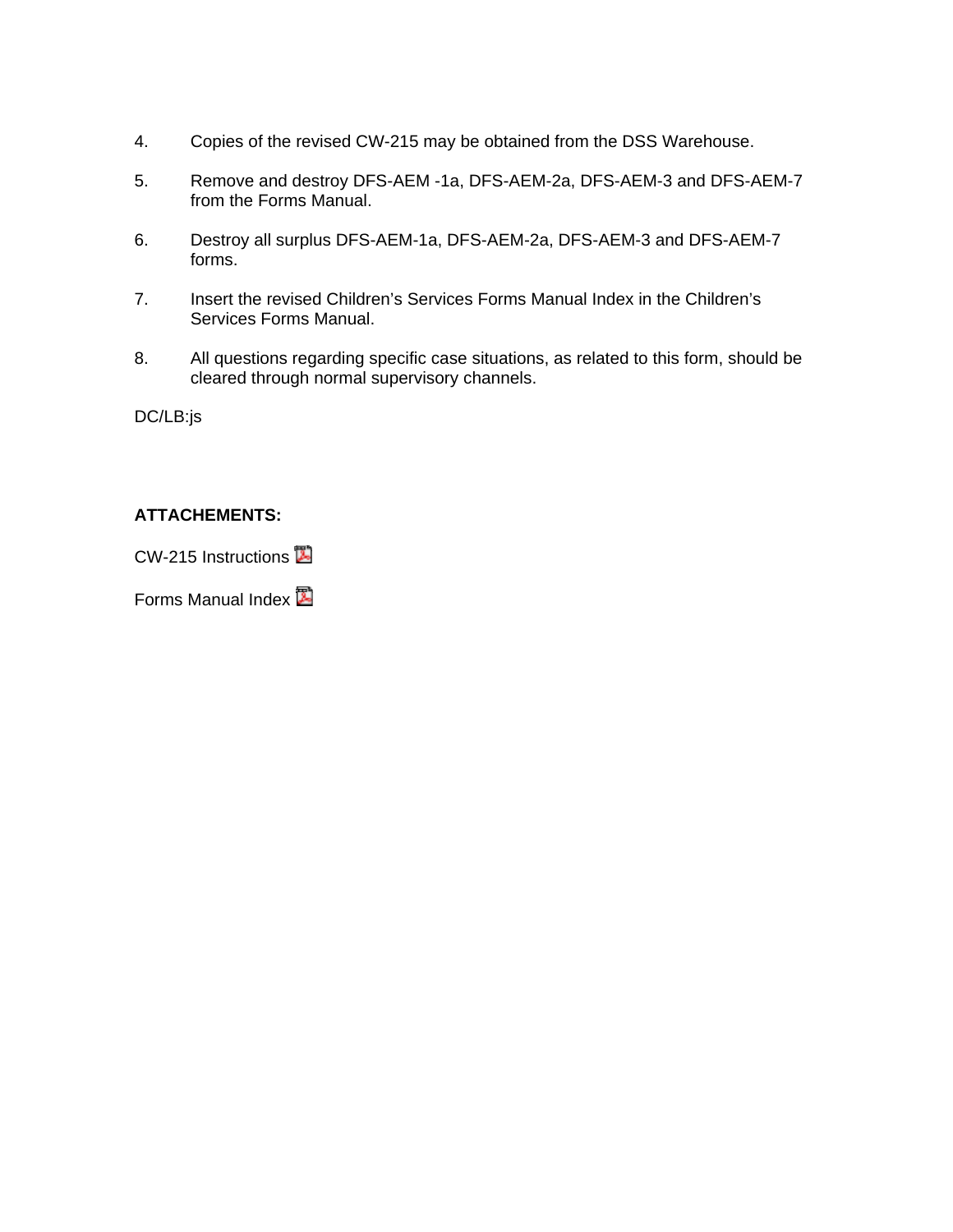4. Copies of the revised CW-215 may be obtained from the DSS Warehouse.

5. Remove and destroy DFS-AEM -1a, DFS-AEM-2a, DFS-AEM-3 and DFS-AEM-7 from the Forms Manual.

6. Destroy all surplus DFS-AEM-1a, DFS-AEM-2a, DFS-AEM-3 and DFS-AEM-7 forms.

7. Insert the revised Children's Services Forms Manual Index in the Children's Services Forms Manual.

8. All questions regarding specific case situations, as related to this form, should be cleared through normal supervisory channels.

DC/LB:js

**ATTACHEMENTS:**

CW-215 Instructions

Forms Manual Index